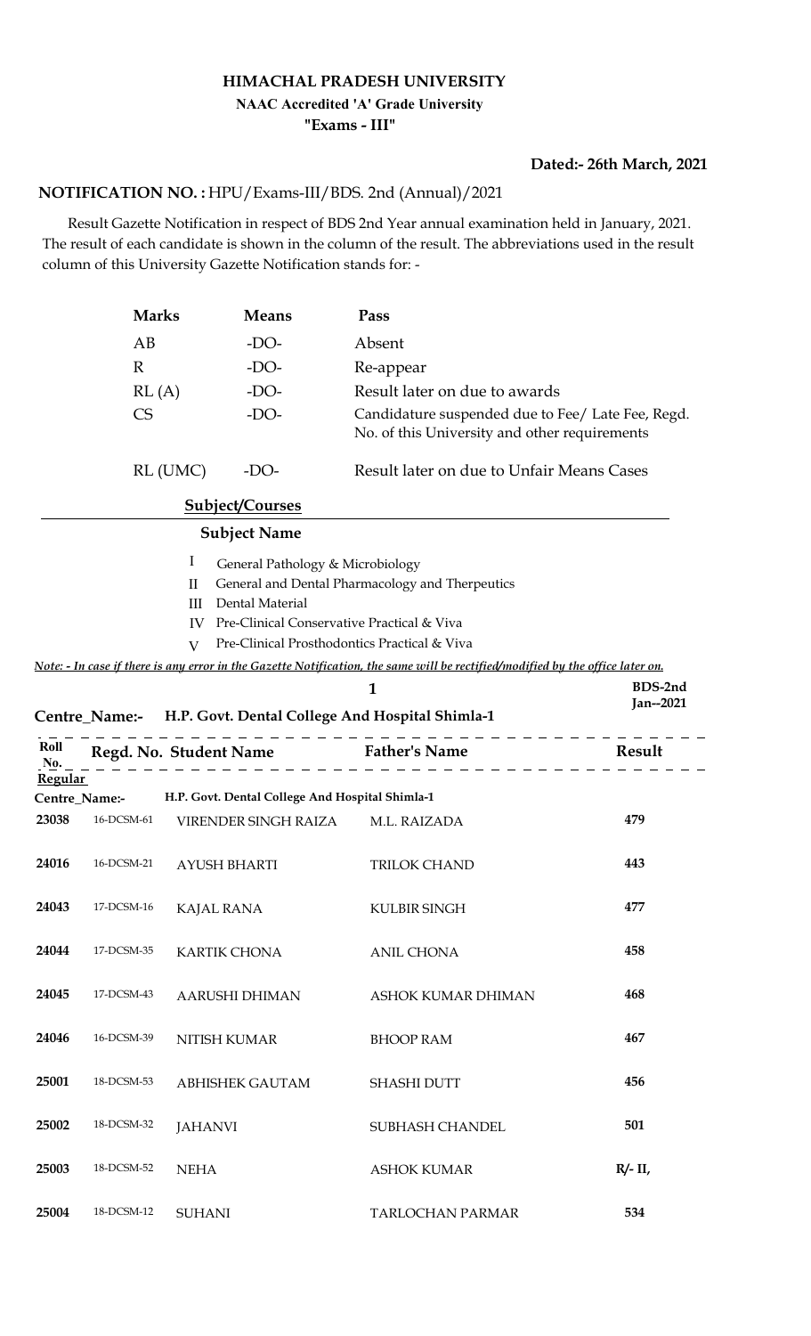# HIMACHAL PRADESH UNIVERSITY

**NAAC Accredited 'A' Grade University**

**"Exams - III"**

**Dated:- 26th March, 2021**

**NOTIFICATION NO. :** HPU/Exams-III/BDS. 2nd (Annual)/2021

Result Gazette Notification in respect of BDS 2nd Year annual examination held in January, 2021. The result of each candidate is shown in the column of the result. The abbreviations used in the result column of this University Gazette Notification stands for: -

| Marks | Means | Pass |
|---|---|---|
| AB | -DO- | Absent |
| R | -DO- | Re-appear |
| RL (A) | -DO- | Result later on due to awards |
| CS | -DO- | Candidature suspended due to Fee/ Late Fee, Regd. No. of this University and other requirements |
| RL (UMC) | -DO- | Result later on due to Unfair Means Cases |

**Subject/Courses**

**Subject Name**

- I General Pathology & Microbiology
- II General and Dental Pharmacology and Therpeutics
- III Dental Material
- IV Pre-Clinical Conservative Practical & Viva
- V Pre-Clinical Prosthodontics Practical & Viva

***Note: - In case if there is any error in the Gazette Notification, the same will be rectified/modified by the office later on.***

**BDS-2nd Jan--2021**

**Centre_Name:- H.P. Govt. Dental College And Hospital Shimla-1**

**Regular**

**Centre_Name:- H.P. Govt. Dental College And Hospital Shimla-1**

| Roll No. | Regd. No. | Student Name | Father's Name | Result |
|---|---|---|---|---|
| 23038 | 16-DCSM-61 | VIRENDER SINGH RAIZA | M.L. RAIZADA | 479 |
| 24016 | 16-DCSM-21 | AYUSH BHARTI | TRILOK CHAND | 443 |
| 24043 | 17-DCSM-16 | KAJAL RANA | KULBIR SINGH | 477 |
| 24044 | 17-DCSM-35 | KARTIK CHONA | ANIL CHONA | 458 |
| 24045 | 17-DCSM-43 | AARUSHI DHIMAN | ASHOK KUMAR DHIMAN | 468 |
| 24046 | 16-DCSM-39 | NITISH KUMAR | BHOOP RAM | 467 |
| 25001 | 18-DCSM-53 | ABHISHEK GAUTAM | SHASHI DUTT | 456 |
| 25002 | 18-DCSM-32 | JAHANVI | SUBHASH CHANDEL | 501 |
| 25003 | 18-DCSM-52 | NEHA | ASHOK KUMAR | R/- II, |
| 25004 | 18-DCSM-12 | SUHANI | TARLOCHAN PARMAR | 534 |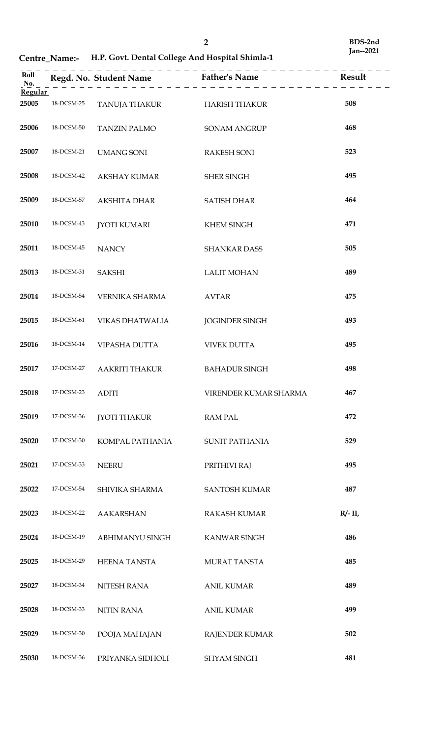BDS-2nd
Jan--2021

**Centre_Name:- H.P. Govt. Dental College And Hospital Shimla-1**

| Roll No. | Regd. No. | Student Name | Father's Name | Result |
|---|---|---|---|---|
| **Regular** | | | | |
| 25005 | 18-DCSM-25 | TANUJA THAKUR | HARISH THAKUR | 508 |
| 25006 | 18-DCSM-50 | TANZIN PALMO | SONAM ANGRUP | 468 |
| 25007 | 18-DCSM-21 | UMANG SONI | RAKESH SONI | 523 |
| 25008 | 18-DCSM-42 | AKSHAY KUMAR | SHER SINGH | 495 |
| 25009 | 18-DCSM-57 | AKSHITA DHAR | SATISH DHAR | 464 |
| 25010 | 18-DCSM-43 | JYOTI KUMARI | KHEM SINGH | 471 |
| 25011 | 18-DCSM-45 | NANCY | SHANKAR DASS | 505 |
| 25013 | 18-DCSM-31 | SAKSHI | LALIT MOHAN | 489 |
| 25014 | 18-DCSM-54 | VERNIKA SHARMA | AVTAR | 475 |
| 25015 | 18-DCSM-61 | VIKAS DHATWALIA | JOGINDER SINGH | 493 |
| 25016 | 18-DCSM-14 | VIPASHA DUTTA | VIVEK DUTTA | 495 |
| 25017 | 17-DCSM-27 | AAKRITI THAKUR | BAHADUR SINGH | 498 |
| 25018 | 17-DCSM-23 | ADITI | VIRENDER KUMAR SHARMA | 467 |
| 25019 | 17-DCSM-36 | JYOTI THAKUR | RAM PAL | 472 |
| 25020 | 17-DCSM-30 | KOMPAL PATHANIA | SUNIT PATHANIA | 529 |
| 25021 | 17-DCSM-33 | NEERU | PRITHIVI RAJ | 495 |
| 25022 | 17-DCSM-54 | SHIVIKA SHARMA | SANTOSH KUMAR | 487 |
| 25023 | 18-DCSM-22 | AAKARSHAN | RAKASH KUMAR | R/- II, |
| 25024 | 18-DCSM-19 | ABHIMANYU SINGH | KANWAR SINGH | 486 |
| 25025 | 18-DCSM-29 | HEENA TANSTA | MURAT TANSTA | 485 |
| 25027 | 18-DCSM-34 | NITESH RANA | ANIL KUMAR | 489 |
| 25028 | 18-DCSM-33 | NITIN RANA | ANIL KUMAR | 499 |
| 25029 | 18-DCSM-30 | POOJA MAHAJAN | RAJENDER KUMAR | 502 |
| 25030 | 18-DCSM-36 | PRIYANKA SIDHOLI | SHYAM SINGH | 481 |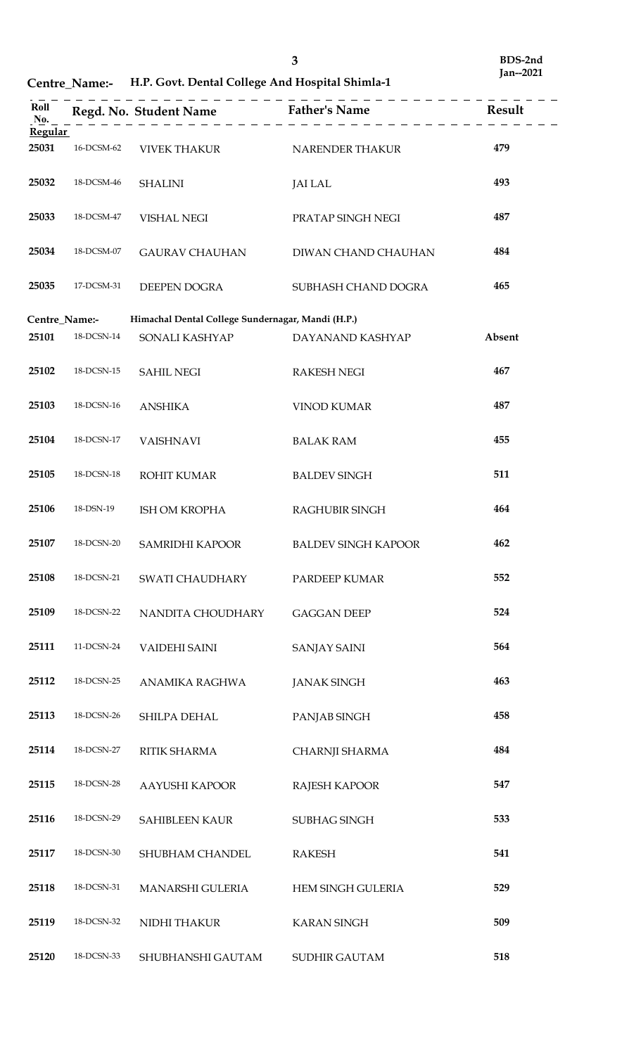BDS-2nd Jan--2021

**Centre_Name:- H.P. Govt. Dental College And Hospital Shimla-1**

| Roll No. | Regd. No. | Student Name | Father's Name | Result |
|---|---|---|---|---|
| **Regular** | | | | |
| 25031 | 16-DCSM-62 | VIVEK THAKUR | NARENDER THAKUR | 479 |
| 25032 | 18-DCSM-46 | SHALINI | JAI LAL | 493 |
| 25033 | 18-DCSM-47 | VISHAL NEGI | PRATAP SINGH NEGI | 487 |
| 25034 | 18-DCSM-07 | GAURAV CHAUHAN | DIWAN CHAND CHAUHAN | 484 |
| 25035 | 17-DCSM-31 | DEEPEN DOGRA | SUBHASH CHAND DOGRA | 465 |

**Centre_Name:- Himachal Dental College Sundernagar, Mandi (H.P.)**

| Roll No. | Regd. No. | Student Name | Father's Name | Result |
|---|---|---|---|---|
| 25101 | 18-DCSN-14 | SONALI KASHYAP | DAYANAND KASHYAP | Absent |
| 25102 | 18-DCSN-15 | SAHIL NEGI | RAKESH NEGI | 467 |
| 25103 | 18-DCSN-16 | ANSHIKA | VINOD KUMAR | 487 |
| 25104 | 18-DCSN-17 | VAISHNAVI | BALAK RAM | 455 |
| 25105 | 18-DCSN-18 | ROHIT KUMAR | BALDEV SINGH | 511 |
| 25106 | 18-DSN-19 | ISH OM KROPHA | RAGHUBIR SINGH | 464 |
| 25107 | 18-DCSN-20 | SAMRIDHI KAPOOR | BALDEV SINGH KAPOOR | 462 |
| 25108 | 18-DCSN-21 | SWATI CHAUDHARY | PARDEEP KUMAR | 552 |
| 25109 | 18-DCSN-22 | NANDITA CHOUDHARY | GAGGAN DEEP | 524 |
| 25111 | 11-DCSN-24 | VAIDEHI SAINI | SANJAY SAINI | 564 |
| 25112 | 18-DCSN-25 | ANAMIKA RAGHWA | JANAK SINGH | 463 |
| 25113 | 18-DCSN-26 | SHILPA DEHAL | PANJAB SINGH | 458 |
| 25114 | 18-DCSN-27 | RITIK SHARMA | CHARNJI SHARMA | 484 |
| 25115 | 18-DCSN-28 | AAYUSHI KAPOOR | RAJESH KAPOOR | 547 |
| 25116 | 18-DCSN-29 | SAHIBLEEN KAUR | SUBHAG SINGH | 533 |
| 25117 | 18-DCSN-30 | SHUBHAM CHANDEL | RAKESH | 541 |
| 25118 | 18-DCSN-31 | MANARSHI GULERIA | HEM SINGH GULERIA | 529 |
| 25119 | 18-DCSN-32 | NIDHI THAKUR | KARAN SINGH | 509 |
| 25120 | 18-DCSN-33 | SHUBHANSHI GAUTAM | SUDHIR GAUTAM | 518 |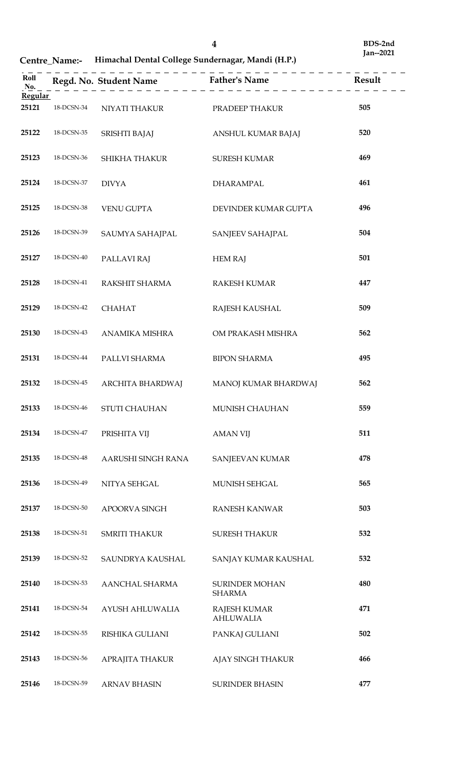BDS-2nd
Jan--2021

**Centre_Name:- Himachal Dental College Sundernagar, Mandi (H.P.)**

| Roll No. | Regd. No. | Student Name | Father's Name | Result |
|---|---|---|---|---|
| **Regular** | | | | |
| 25121 | 18-DCSN-34 | NIYATI THAKUR | PRADEEP THAKUR | 505 |
| 25122 | 18-DCSN-35 | SRISHTI BAJAJ | ANSHUL KUMAR BAJAJ | 520 |
| 25123 | 18-DCSN-36 | SHIKHA THAKUR | SURESH KUMAR | 469 |
| 25124 | 18-DCSN-37 | DIVYA | DHARAMPAL | 461 |
| 25125 | 18-DCSN-38 | VENU GUPTA | DEVINDER KUMAR GUPTA | 496 |
| 25126 | 18-DCSN-39 | SAUMYA SAHAJPAL | SANJEEV SAHAJPAL | 504 |
| 25127 | 18-DCSN-40 | PALLAVI RAJ | HEM RAJ | 501 |
| 25128 | 18-DCSN-41 | RAKSHIT SHARMA | RAKESH KUMAR | 447 |
| 25129 | 18-DCSN-42 | CHAHAT | RAJESH KAUSHAL | 509 |
| 25130 | 18-DCSN-43 | ANAMIKA MISHRA | OM PRAKASH MISHRA | 562 |
| 25131 | 18-DCSN-44 | PALLVI SHARMA | BIPON SHARMA | 495 |
| 25132 | 18-DCSN-45 | ARCHITA BHARDWAJ | MANOJ KUMAR BHARDWAJ | 562 |
| 25133 | 18-DCSN-46 | STUTI CHAUHAN | MUNISH CHAUHAN | 559 |
| 25134 | 18-DCSN-47 | PRISHITA VIJ | AMAN VIJ | 511 |
| 25135 | 18-DCSN-48 | AARUSHI SINGH RANA | SANJEEVAN KUMAR | 478 |
| 25136 | 18-DCSN-49 | NITYA SEHGAL | MUNISH SEHGAL | 565 |
| 25137 | 18-DCSN-50 | APOORVA SINGH | RANESH KANWAR | 503 |
| 25138 | 18-DCSN-51 | SMRITI THAKUR | SURESH THAKUR | 532 |
| 25139 | 18-DCSN-52 | SAUNDRYA KAUSHAL | SANJAY KUMAR KAUSHAL | 532 |
| 25140 | 18-DCSN-53 | AANCHAL SHARMA | SURINDER MOHAN SHARMA | 480 |
| 25141 | 18-DCSN-54 | AYUSH AHLUWALIA | RAJESH KUMAR AHLUWALIA | 471 |
| 25142 | 18-DCSN-55 | RISHIKA GULIANI | PANKAJ GULIANI | 502 |
| 25143 | 18-DCSN-56 | APRAJITA THAKUR | AJAY SINGH THAKUR | 466 |
| 25146 | 18-DCSN-59 | ARNAV BHASIN | SURINDER BHASIN | 477 |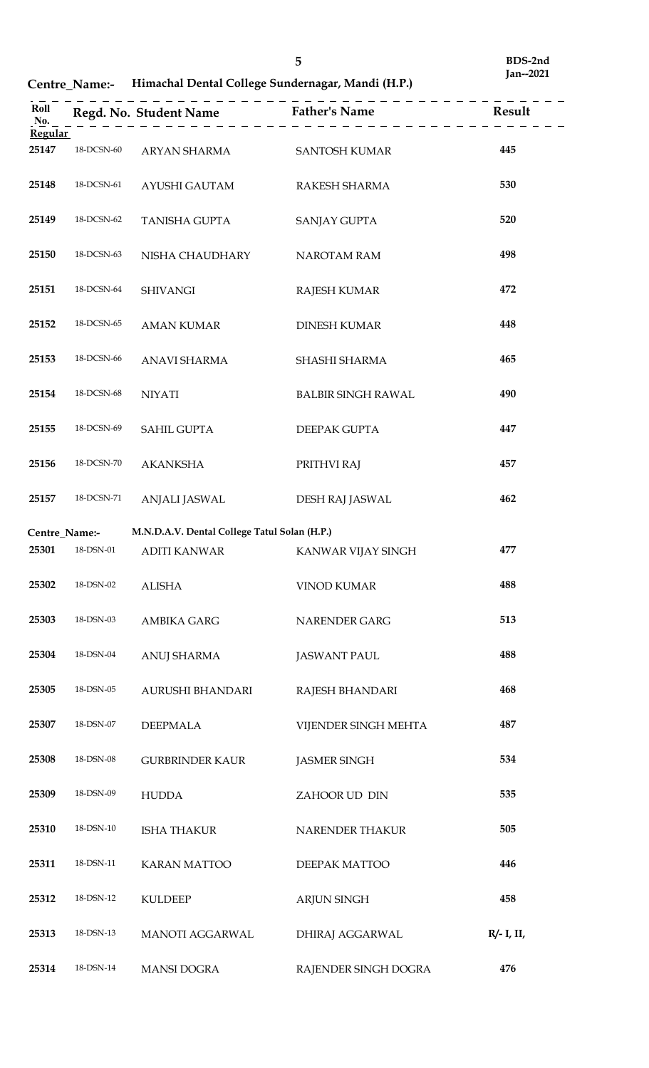**Centre_Name:- Himachal Dental College Sundernagar, Mandi (H.P.)**

**BDS-2nd Jan--2021**

| Roll No. | Regd. No. | Student Name | Father's Name | Result |
|---|---|---|---|---|
| **Regular** | | | | |
| 25147 | 18-DCSN-60 | ARYAN SHARMA | SANTOSH KUMAR | 445 |
| 25148 | 18-DCSN-61 | AYUSHI GAUTAM | RAKESH SHARMA | 530 |
| 25149 | 18-DCSN-62 | TANISHA GUPTA | SANJAY GUPTA | 520 |
| 25150 | 18-DCSN-63 | NISHA CHAUDHARY | NAROTAM RAM | 498 |
| 25151 | 18-DCSN-64 | SHIVANGI | RAJESH KUMAR | 472 |
| 25152 | 18-DCSN-65 | AMAN KUMAR | DINESH KUMAR | 448 |
| 25153 | 18-DCSN-66 | ANAVI SHARMA | SHASHI SHARMA | 465 |
| 25154 | 18-DCSN-68 | NIYATI | BALBIR SINGH RAWAL | 490 |
| 25155 | 18-DCSN-69 | SAHIL GUPTA | DEEPAK GUPTA | 447 |
| 25156 | 18-DCSN-70 | AKANKSHA | PRITHVI RAJ | 457 |
| 25157 | 18-DCSN-71 | ANJALI JASWAL | DESH RAJ JASWAL | 462 |

**Centre_Name:- M.N.D.A.V. Dental College Tatul Solan (H.P.)**

| Roll No. | Regd. No. | Student Name | Father's Name | Result |
|---|---|---|---|---|
| 25301 | 18-DSN-01 | ADITI KANWAR | KANWAR VIJAY SINGH | 477 |
| 25302 | 18-DSN-02 | ALISHA | VINOD KUMAR | 488 |
| 25303 | 18-DSN-03 | AMBIKA GARG | NARENDER GARG | 513 |
| 25304 | 18-DSN-04 | ANUJ SHARMA | JASWANT PAUL | 488 |
| 25305 | 18-DSN-05 | AURUSHI BHANDARI | RAJESH BHANDARI | 468 |
| 25307 | 18-DSN-07 | DEEPMALA | VIJENDER SINGH MEHTA | 487 |
| 25308 | 18-DSN-08 | GURBRINDER KAUR | JASMER SINGH | 534 |
| 25309 | 18-DSN-09 | HUDDA | ZAHOOR UD DIN | 535 |
| 25310 | 18-DSN-10 | ISHA THAKUR | NARENDER THAKUR | 505 |
| 25311 | 18-DSN-11 | KARAN MATTOO | DEEPAK MATTOO | 446 |
| 25312 | 18-DSN-12 | KULDEEP | ARJUN SINGH | 458 |
| 25313 | 18-DSN-13 | MANOTI AGGARWAL | DHIRAJ AGGARWAL | **R/- I, II,** |
| 25314 | 18-DSN-14 | MANSI DOGRA | RAJENDER SINGH DOGRA | 476 |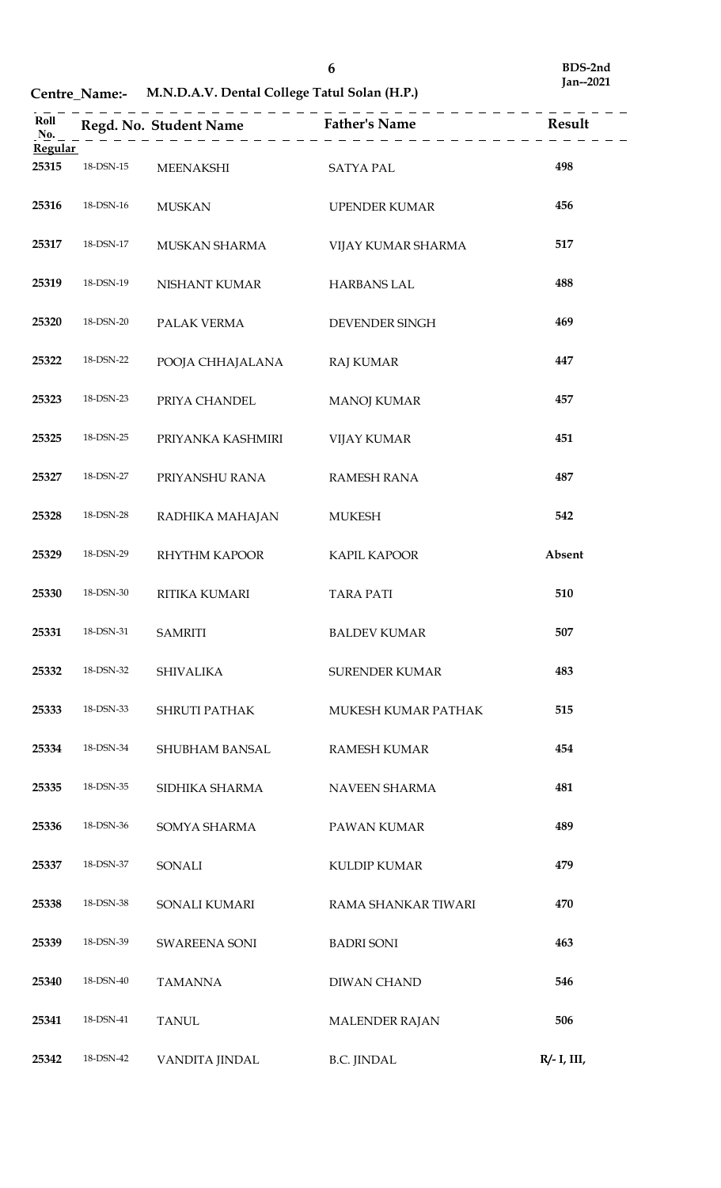**BDS-2nd**
**Jan--2021**

**Centre_Name:- M.N.D.A.V. Dental College Tatul Solan (H.P.)**

| Roll No. | Regd. No. | Student Name | Father's Name | Result |
|---|---|---|---|---|
| **Regular** | | | | |
| 25315 | 18-DSN-15 | MEENAKSHI | SATYA PAL | 498 |
| 25316 | 18-DSN-16 | MUSKAN | UPENDER KUMAR | 456 |
| 25317 | 18-DSN-17 | MUSKAN SHARMA | VIJAY KUMAR SHARMA | 517 |
| 25319 | 18-DSN-19 | NISHANT KUMAR | HARBANS LAL | 488 |
| 25320 | 18-DSN-20 | PALAK VERMA | DEVENDER SINGH | 469 |
| 25322 | 18-DSN-22 | POOJA CHHAJALANA | RAJ KUMAR | 447 |
| 25323 | 18-DSN-23 | PRIYA CHANDEL | MANOJ KUMAR | 457 |
| 25325 | 18-DSN-25 | PRIYANKA KASHMIRI | VIJAY KUMAR | 451 |
| 25327 | 18-DSN-27 | PRIYANSHU RANA | RAMESH RANA | 487 |
| 25328 | 18-DSN-28 | RADHIKA MAHAJAN | MUKESH | 542 |
| 25329 | 18-DSN-29 | RHYTHM KAPOOR | KAPIL KAPOOR | Absent |
| 25330 | 18-DSN-30 | RITIKA KUMARI | TARA PATI | 510 |
| 25331 | 18-DSN-31 | SAMRITI | BALDEV KUMAR | 507 |
| 25332 | 18-DSN-32 | SHIVALIKA | SURENDER KUMAR | 483 |
| 25333 | 18-DSN-33 | SHRUTI PATHAK | MUKESH KUMAR PATHAK | 515 |
| 25334 | 18-DSN-34 | SHUBHAM BANSAL | RAMESH KUMAR | 454 |
| 25335 | 18-DSN-35 | SIDHIKA SHARMA | NAVEEN SHARMA | 481 |
| 25336 | 18-DSN-36 | SOMYA SHARMA | PAWAN KUMAR | 489 |
| 25337 | 18-DSN-37 | SONALI | KULDIP KUMAR | 479 |
| 25338 | 18-DSN-38 | SONALI KUMARI | RAMA SHANKAR TIWARI | 470 |
| 25339 | 18-DSN-39 | SWAREENA SONI | BADRI SONI | 463 |
| 25340 | 18-DSN-40 | TAMANNA | DIWAN CHAND | 546 |
| 25341 | 18-DSN-41 | TANUL | MALENDER RAJAN | 506 |
| 25342 | 18-DSN-42 | VANDITA JINDAL | B.C. JINDAL | R/- I, III, |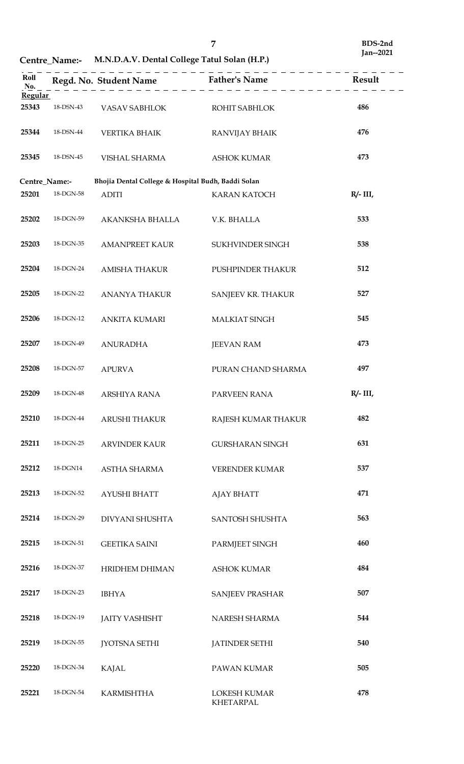**BDS-2nd**
**Jan--2021**

**Centre_Name:- M.N.D.A.V. Dental College Tatul Solan (H.P.)**

| Roll No. | Regd. No. | Student Name | Father's Name | Result |
|---|---|---|---|---|
| **Regular** | | | | |
| 25343 | 18-DSN-43 | VASAV SABHLOK | ROHIT SABHLOK | 486 |
| 25344 | 18-DSN-44 | VERTIKA BHAIK | RANVIJAY BHAIK | 476 |
| 25345 | 18-DSN-45 | VISHAL SHARMA | ASHOK KUMAR | 473 |

**Centre_Name:- Bhojia Dental College & Hospital Budh, Baddi Solan**

| Roll No. | Regd. No. | Student Name | Father's Name | Result |
|---|---|---|---|---|
| 25201 | 18-DGN-58 | ADITI | KARAN KATOCH | R/- III, |
| 25202 | 18-DGN-59 | AKANKSHA BHALLA | V.K. BHALLA | 533 |
| 25203 | 18-DGN-35 | AMANPREET KAUR | SUKHVINDER SINGH | 538 |
| 25204 | 18-DGN-24 | AMISHA THAKUR | PUSHPINDER THAKUR | 512 |
| 25205 | 18-DGN-22 | ANANYA THAKUR | SANJEEV KR. THAKUR | 527 |
| 25206 | 18-DGN-12 | ANKITA KUMARI | MALKIAT SINGH | 545 |
| 25207 | 18-DGN-49 | ANURADHA | JEEVAN RAM | 473 |
| 25208 | 18-DGN-57 | APURVA | PURAN CHAND SHARMA | 497 |
| 25209 | 18-DGN-48 | ARSHIYA RANA | PARVEEN RANA | R/- III, |
| 25210 | 18-DGN-44 | ARUSHI THAKUR | RAJESH KUMAR THAKUR | 482 |
| 25211 | 18-DGN-25 | ARVINDER KAUR | GURSHARAN SINGH | 631 |
| 25212 | 18-DGN14 | ASTHA SHARMA | VERENDER KUMAR | 537 |
| 25213 | 18-DGN-52 | AYUSHI BHATT | AJAY BHATT | 471 |
| 25214 | 18-DGN-29 | DIVYANI SHUSHTA | SANTOSH SHUSHTA | 563 |
| 25215 | 18-DGN-51 | GEETIKA SAINI | PARMJEET SINGH | 460 |
| 25216 | 18-DGN-37 | HRIDHEM DHIMAN | ASHOK KUMAR | 484 |
| 25217 | 18-DGN-23 | IBHYA | SANJEEV PRASHAR | 507 |
| 25218 | 18-DGN-19 | JAITY VASHISHT | NARESH SHARMA | 544 |
| 25219 | 18-DGN-55 | JYOTSNA SETHI | JATINDER SETHI | 540 |
| 25220 | 18-DGN-34 | KAJAL | PAWAN KUMAR | 505 |
| 25221 | 18-DGN-54 | KARMISHTHA | LOKESH KUMAR KHETARPAL | 478 |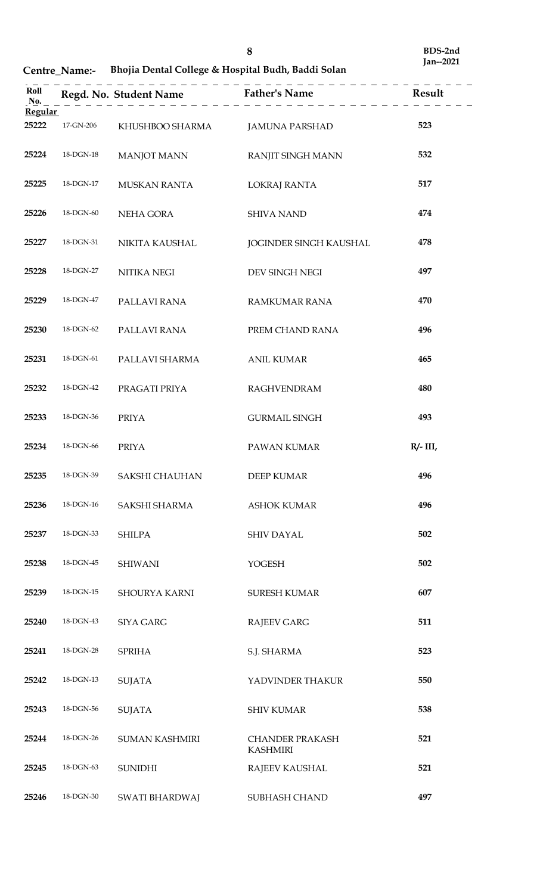BDS-2nd Jan--2021

**Centre_Name:- Bhojia Dental College & Hospital Budh, Baddi Solan**

| Roll No. | Regd. No. | Student Name | Father's Name | Result |
|---|---|---|---|---|
| **Regular** | | | | |
| 25222 | 17-GN-206 | KHUSHBOO SHARMA | JAMUNA PARSHAD | 523 |
| 25224 | 18-DGN-18 | MANJOT MANN | RANJIT SINGH MANN | 532 |
| 25225 | 18-DGN-17 | MUSKAN RANTA | LOKRAJ RANTA | 517 |
| 25226 | 18-DGN-60 | NEHA GORA | SHIVA NAND | 474 |
| 25227 | 18-DGN-31 | NIKITA KAUSHAL | JOGINDER SINGH KAUSHAL | 478 |
| 25228 | 18-DGN-27 | NITIKA NEGI | DEV SINGH NEGI | 497 |
| 25229 | 18-DGN-47 | PALLAVI RANA | RAMKUMAR RANA | 470 |
| 25230 | 18-DGN-62 | PALLAVI RANA | PREM CHAND RANA | 496 |
| 25231 | 18-DGN-61 | PALLAVI SHARMA | ANIL KUMAR | 465 |
| 25232 | 18-DGN-42 | PRAGATI PRIYA | RAGHVENDRAM | 480 |
| 25233 | 18-DGN-36 | PRIYA | GURMAIL SINGH | 493 |
| 25234 | 18-DGN-66 | PRIYA | PAWAN KUMAR | R/- III, |
| 25235 | 18-DGN-39 | SAKSHI CHAUHAN | DEEP KUMAR | 496 |
| 25236 | 18-DGN-16 | SAKSHI SHARMA | ASHOK KUMAR | 496 |
| 25237 | 18-DGN-33 | SHILPA | SHIV DAYAL | 502 |
| 25238 | 18-DGN-45 | SHIWANI | YOGESH | 502 |
| 25239 | 18-DGN-15 | SHOURYA KARNI | SURESH KUMAR | 607 |
| 25240 | 18-DGN-43 | SIYA GARG | RAJEEV GARG | 511 |
| 25241 | 18-DGN-28 | SPRIHA | S.J. SHARMA | 523 |
| 25242 | 18-DGN-13 | SUJATA | YADVINDER THAKUR | 550 |
| 25243 | 18-DGN-56 | SUJATA | SHIV KUMAR | 538 |
| 25244 | 18-DGN-26 | SUMAN KASHMIRI | CHANDER PRAKASH KASHMIRI | 521 |
| 25245 | 18-DGN-63 | SUNIDHI | RAJEEV KAUSHAL | 521 |
| 25246 | 18-DGN-30 | SWATI BHARDWAJ | SUBHASH CHAND | 497 |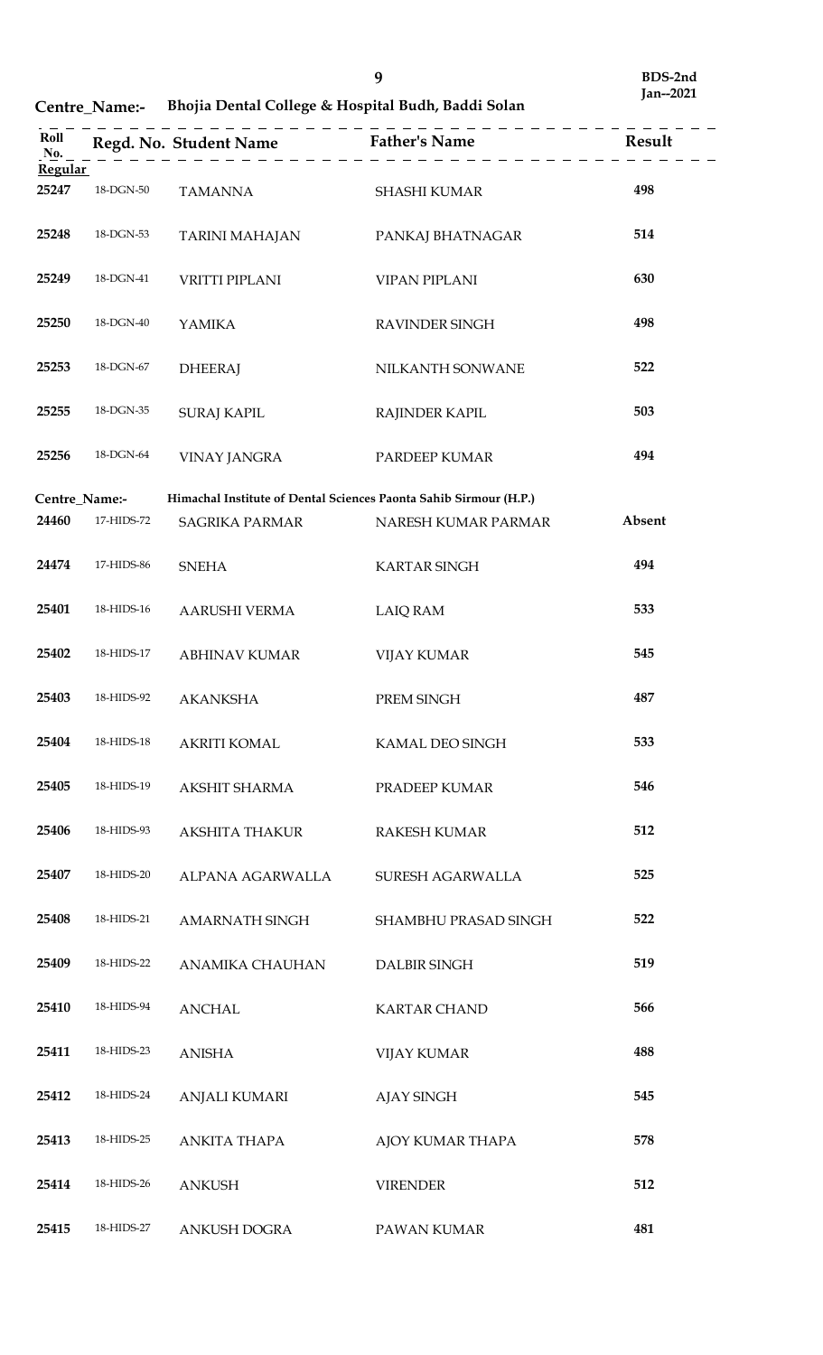BDS-2nd
Jan--2021

**Centre_Name:-** Bhojia Dental College & Hospital Budh, Baddi Solan

| Roll No. | Regd. No. | Student Name | Father's Name | Result |
|---|---|---|---|---|
| **Regular** | | | | |
| 25247 | 18-DGN-50 | TAMANNA | SHASHI KUMAR | 498 |
| 25248 | 18-DGN-53 | TARINI MAHAJAN | PANKAJ BHATNAGAR | 514 |
| 25249 | 18-DGN-41 | VRITTI PIPLANI | VIPAN PIPLANI | 630 |
| 25250 | 18-DGN-40 | YAMIKA | RAVINDER SINGH | 498 |
| 25253 | 18-DGN-67 | DHEERAJ | NILKANTH SONWANE | 522 |
| 25255 | 18-DGN-35 | SURAJ KAPIL | RAJINDER KAPIL | 503 |
| 25256 | 18-DGN-64 | VINAY JANGRA | PARDEEP KUMAR | 494 |

**Centre_Name:-** Himachal Institute of Dental Sciences Paonta Sahib Sirmour (H.P.)

| Roll No. | Regd. No. | Student Name | Father's Name | Result |
|---|---|---|---|---|
| 24460 | 17-HIDS-72 | SAGRIKA PARMAR | NARESH KUMAR PARMAR | Absent |
| 24474 | 17-HIDS-86 | SNEHA | KARTAR SINGH | 494 |
| 25401 | 18-HIDS-16 | AARUSHI VERMA | LAIQ RAM | 533 |
| 25402 | 18-HIDS-17 | ABHINAV KUMAR | VIJAY KUMAR | 545 |
| 25403 | 18-HIDS-92 | AKANKSHA | PREM SINGH | 487 |
| 25404 | 18-HIDS-18 | AKRITI KOMAL | KAMAL DEO SINGH | 533 |
| 25405 | 18-HIDS-19 | AKSHIT SHARMA | PRADEEP KUMAR | 546 |
| 25406 | 18-HIDS-93 | AKSHITA THAKUR | RAKESH KUMAR | 512 |
| 25407 | 18-HIDS-20 | ALPANA AGARWALLA | SURESH AGARWALLA | 525 |
| 25408 | 18-HIDS-21 | AMARNATH SINGH | SHAMBHU PRASAD SINGH | 522 |
| 25409 | 18-HIDS-22 | ANAMIKA CHAUHAN | DALBIR SINGH | 519 |
| 25410 | 18-HIDS-94 | ANCHAL | KARTAR CHAND | 566 |
| 25411 | 18-HIDS-23 | ANISHA | VIJAY KUMAR | 488 |
| 25412 | 18-HIDS-24 | ANJALI KUMARI | AJAY SINGH | 545 |
| 25413 | 18-HIDS-25 | ANKITA THAPA | AJOY KUMAR THAPA | 578 |
| 25414 | 18-HIDS-26 | ANKUSH | VIRENDER | 512 |
| 25415 | 18-HIDS-27 | ANKUSH DOGRA | PAWAN KUMAR | 481 |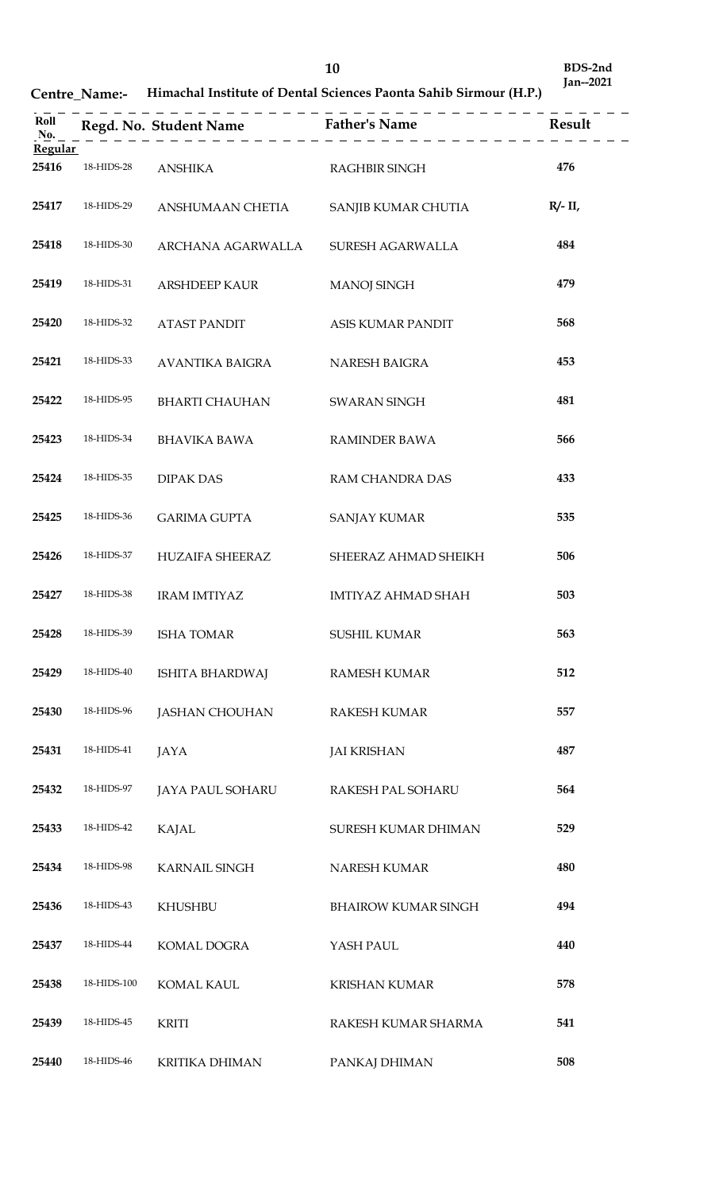BDS-2nd
Jan--2021

**Centre_Name:- Himachal Institute of Dental Sciences Paonta Sahib Sirmour (H.P.)**

| Roll No. | Regd. No. | Student Name | Father's Name | Result |
|---|---|---|---|---|
| **Regular** | | | | |
| 25416 | 18-HIDS-28 | ANSHIKA | RAGHBIR SINGH | 476 |
| 25417 | 18-HIDS-29 | ANSHUMAAN CHETIA | SANJIB KUMAR CHUTIA | R/- II, |
| 25418 | 18-HIDS-30 | ARCHANA AGARWALLA | SURESH AGARWALLA | 484 |
| 25419 | 18-HIDS-31 | ARSHDEEP KAUR | MANOJ SINGH | 479 |
| 25420 | 18-HIDS-32 | ATAST PANDIT | ASIS KUMAR PANDIT | 568 |
| 25421 | 18-HIDS-33 | AVANTIKA BAIGRA | NARESH BAIGRA | 453 |
| 25422 | 18-HIDS-95 | BHARTI CHAUHAN | SWARAN SINGH | 481 |
| 25423 | 18-HIDS-34 | BHAVIKA BAWA | RAMINDER BAWA | 566 |
| 25424 | 18-HIDS-35 | DIPAK DAS | RAM CHANDRA DAS | 433 |
| 25425 | 18-HIDS-36 | GARIMA GUPTA | SANJAY KUMAR | 535 |
| 25426 | 18-HIDS-37 | HUZAIFA SHEERAZ | SHEERAZ AHMAD SHEIKH | 506 |
| 25427 | 18-HIDS-38 | IRAM IMTIYAZ | IMTIYAZ AHMAD SHAH | 503 |
| 25428 | 18-HIDS-39 | ISHA TOMAR | SUSHIL KUMAR | 563 |
| 25429 | 18-HIDS-40 | ISHITA BHARDWAJ | RAMESH KUMAR | 512 |
| 25430 | 18-HIDS-96 | JASHAN CHOUHAN | RAKESH KUMAR | 557 |
| 25431 | 18-HIDS-41 | JAYA | JAI KRISHAN | 487 |
| 25432 | 18-HIDS-97 | JAYA PAUL SOHARU | RAKESH PAL SOHARU | 564 |
| 25433 | 18-HIDS-42 | KAJAL | SURESH KUMAR DHIMAN | 529 |
| 25434 | 18-HIDS-98 | KARNAIL SINGH | NARESH KUMAR | 480 |
| 25436 | 18-HIDS-43 | KHUSHBU | BHAIROW KUMAR SINGH | 494 |
| 25437 | 18-HIDS-44 | KOMAL DOGRA | YASH PAUL | 440 |
| 25438 | 18-HIDS-100 | KOMAL KAUL | KRISHAN KUMAR | 578 |
| 25439 | 18-HIDS-45 | KRITI | RAKESH KUMAR SHARMA | 541 |
| 25440 | 18-HIDS-46 | KRITIKA DHIMAN | PANKAJ DHIMAN | 508 |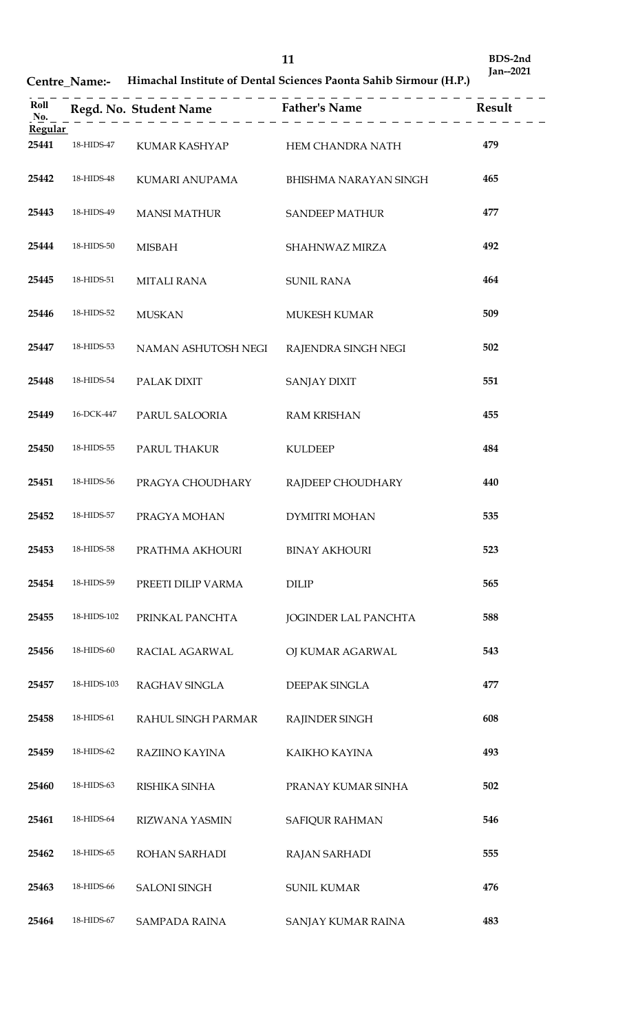**Centre_Name:-** **Himachal Institute of Dental Sciences Paonta Sahib Sirmour (H.P.)**

**BDS-2nd**
**Jan--2021**

| Roll No. | Regd. No. | Student Name | Father's Name | Result |
|---|---|---|---|---|
| **Regular** | | | | |
| 25441 | 18-HIDS-47 | KUMAR KASHYAP | HEM CHANDRA NATH | 479 |
| 25442 | 18-HIDS-48 | KUMARI ANUPAMA | BHISHMA NARAYAN SINGH | 465 |
| 25443 | 18-HIDS-49 | MANSI MATHUR | SANDEEP MATHUR | 477 |
| 25444 | 18-HIDS-50 | MISBAH | SHAHNWAZ MIRZA | 492 |
| 25445 | 18-HIDS-51 | MITALI RANA | SUNIL RANA | 464 |
| 25446 | 18-HIDS-52 | MUSKAN | MUKESH KUMAR | 509 |
| 25447 | 18-HIDS-53 | NAMAN ASHUTOSH NEGI | RAJENDRA SINGH NEGI | 502 |
| 25448 | 18-HIDS-54 | PALAK DIXIT | SANJAY DIXIT | 551 |
| 25449 | 16-DCK-447 | PARUL SALOORIA | RAM KRISHAN | 455 |
| 25450 | 18-HIDS-55 | PARUL THAKUR | KULDEEP | 484 |
| 25451 | 18-HIDS-56 | PRAGYA CHOUDHARY | RAJDEEP CHOUDHARY | 440 |
| 25452 | 18-HIDS-57 | PRAGYA MOHAN | DYMITRI MOHAN | 535 |
| 25453 | 18-HIDS-58 | PRATHMA AKHOURI | BINAY AKHOURI | 523 |
| 25454 | 18-HIDS-59 | PREETI DILIP VARMA | DILIP | 565 |
| 25455 | 18-HIDS-102 | PRINKAL PANCHTA | JOGINDER LAL PANCHTA | 588 |
| 25456 | 18-HIDS-60 | RACIAL AGARWAL | OJ KUMAR AGARWAL | 543 |
| 25457 | 18-HIDS-103 | RAGHAV SINGLA | DEEPAK SINGLA | 477 |
| 25458 | 18-HIDS-61 | RAHUL SINGH PARMAR | RAJINDER SINGH | 608 |
| 25459 | 18-HIDS-62 | RAZIINO KAYINA | KAIKHO KAYINA | 493 |
| 25460 | 18-HIDS-63 | RISHIKA SINHA | PRANAY KUMAR SINHA | 502 |
| 25461 | 18-HIDS-64 | RIZWANA YASMIN | SAFIQUR RAHMAN | 546 |
| 25462 | 18-HIDS-65 | ROHAN SARHADI | RAJAN SARHADI | 555 |
| 25463 | 18-HIDS-66 | SALONI SINGH | SUNIL KUMAR | 476 |
| 25464 | 18-HIDS-67 | SAMPADA RAINA | SANJAY KUMAR RAINA | 483 |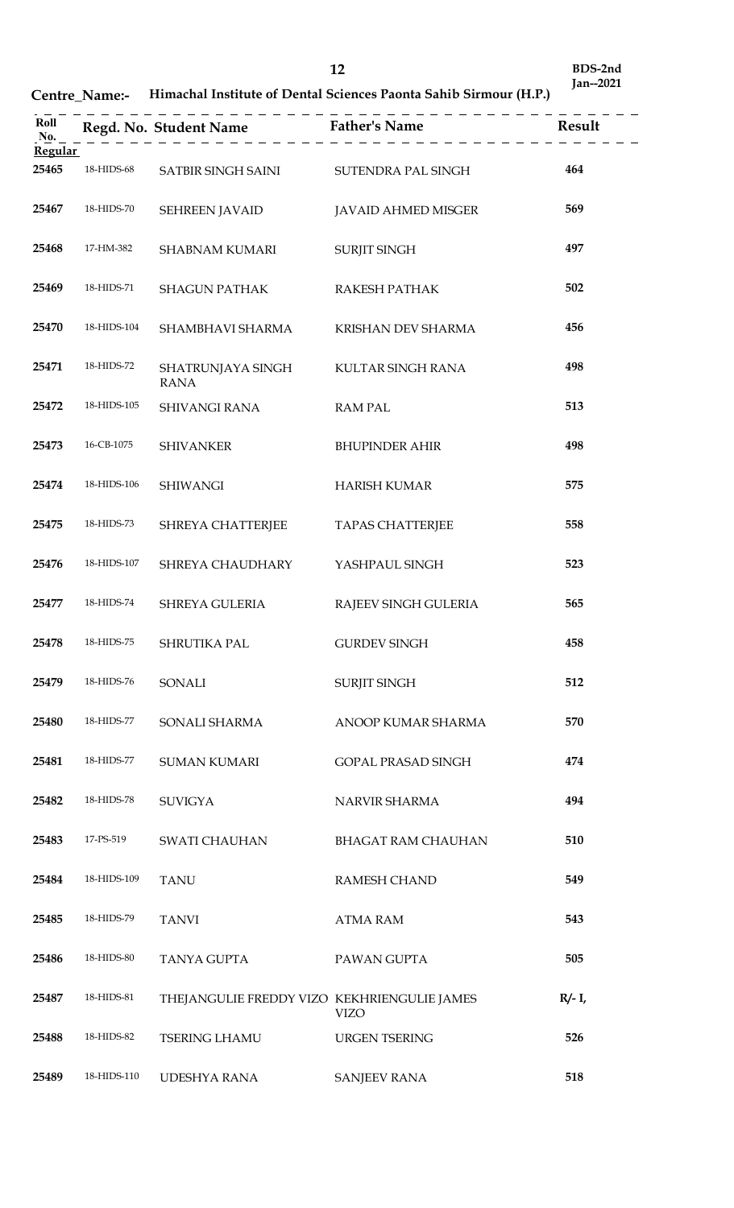BDS-2nd Jan--2021

**Centre_Name:- Himachal Institute of Dental Sciences Paonta Sahib Sirmour (H.P.)**

| Roll No. | Regd. No. | Student Name | Father's Name | Result |
|---|---|---|---|---|
| **Regular** | | | | |
| 25465 | 18-HIDS-68 | SATBIR SINGH SAINI | SUTENDRA PAL SINGH | 464 |
| 25467 | 18-HIDS-70 | SEHREEN JAVAID | JAVAID AHMED MISGER | 569 |
| 25468 | 17-HM-382 | SHABNAM KUMARI | SURJIT SINGH | 497 |
| 25469 | 18-HIDS-71 | SHAGUN PATHAK | RAKESH PATHAK | 502 |
| 25470 | 18-HIDS-104 | SHAMBHAVI SHARMA | KRISHAN DEV SHARMA | 456 |
| 25471 | 18-HIDS-72 | SHATRUNJAYA SINGH RANA | KULTAR SINGH RANA | 498 |
| 25472 | 18-HIDS-105 | SHIVANGI RANA | RAM PAL | 513 |
| 25473 | 16-CB-1075 | SHIVANKER | BHUPINDER AHIR | 498 |
| 25474 | 18-HIDS-106 | SHIWANGI | HARISH KUMAR | 575 |
| 25475 | 18-HIDS-73 | SHREYA CHATTERJEE | TAPAS CHATTERJEE | 558 |
| 25476 | 18-HIDS-107 | SHREYA CHAUDHARY | YASHPAUL SINGH | 523 |
| 25477 | 18-HIDS-74 | SHREYA GULERIA | RAJEEV SINGH GULERIA | 565 |
| 25478 | 18-HIDS-75 | SHRUTIKA PAL | GURDEV SINGH | 458 |
| 25479 | 18-HIDS-76 | SONALI | SURJIT SINGH | 512 |
| 25480 | 18-HIDS-77 | SONALI SHARMA | ANOOP KUMAR SHARMA | 570 |
| 25481 | 18-HIDS-77 | SUMAN KUMARI | GOPAL PRASAD SINGH | 474 |
| 25482 | 18-HIDS-78 | SUVIGYA | NARVIR SHARMA | 494 |
| 25483 | 17-PS-519 | SWATI CHAUHAN | BHAGAT RAM CHAUHAN | 510 |
| 25484 | 18-HIDS-109 | TANU | RAMESH CHAND | 549 |
| 25485 | 18-HIDS-79 | TANVI | ATMA RAM | 543 |
| 25486 | 18-HIDS-80 | TANYA GUPTA | PAWAN GUPTA | 505 |
| 25487 | 18-HIDS-81 | THEJANGULIE FREDDY VIZO | KEKHRIENGULIE JAMES VIZO | R/- I, |
| 25488 | 18-HIDS-82 | TSERING LHAMU | URGEN TSERING | 526 |
| 25489 | 18-HIDS-110 | UDESHYA RANA | SANJEEV RANA | 518 |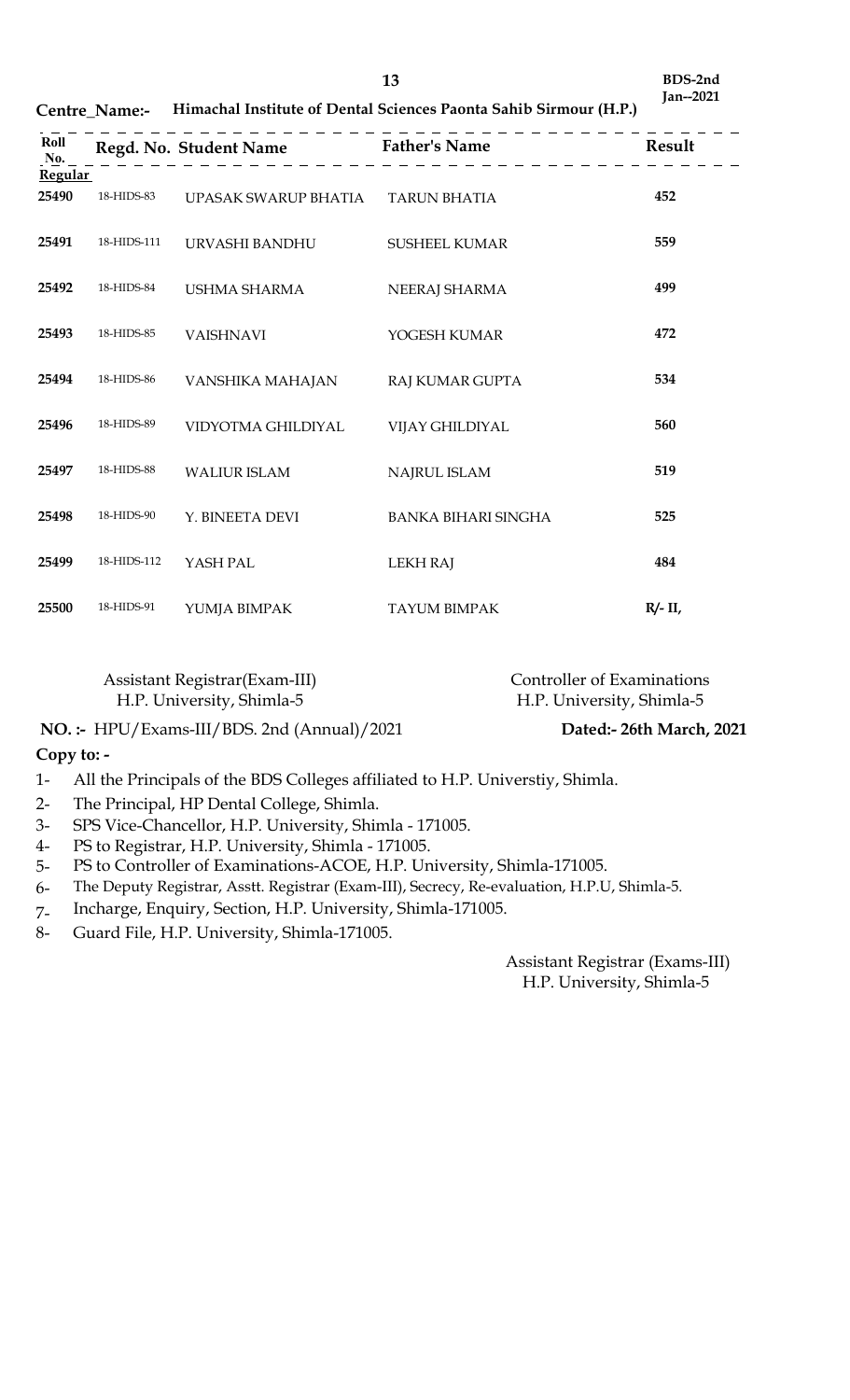**Centre_Name:- Himachal Institute of Dental Sciences Paonta Sahib Sirmour (H.P.)**

| Roll No. | Regd. No. | Student Name | Father's Name | Result |
|---|---|---|---|---|
| **Regular** | | | | |
| 25490 | 18-HIDS-83 | UPASAK SWARUP BHATIA | TARUN BHATIA | 452 |
| 25491 | 18-HIDS-111 | URVASHI BANDHU | SUSHEEL KUMAR | 559 |
| 25492 | 18-HIDS-84 | USHMA SHARMA | NEERAJ SHARMA | 499 |
| 25493 | 18-HIDS-85 | VAISHNAVI | YOGESH KUMAR | 472 |
| 25494 | 18-HIDS-86 | VANSHIKA MAHAJAN | RAJ KUMAR GUPTA | 534 |
| 25496 | 18-HIDS-89 | VIDYOTMA GHILDIYAL | VIJAY GHILDIYAL | 560 |
| 25497 | 18-HIDS-88 | WALIUR ISLAM | NAJRUL ISLAM | 519 |
| 25498 | 18-HIDS-90 | Y. BINEETA DEVI | BANKA BIHARI SINGHA | 525 |
| 25499 | 18-HIDS-112 | YASH PAL | LEKH RAJ | 484 |
| 25500 | 18-HIDS-91 | YUMJA BIMPAK | TAYUM BIMPAK | R/- II, |

Assistant Registrar(Exam-III)
H.P. University, Shimla-5

Controller of Examinations
H.P. University, Shimla-5

**NO. :-** HPU/Exams-III/BDS. 2nd (Annual)/2021 **Dated:- 26th March, 2021**

**Copy to: -**

1- All the Principals of the BDS Colleges affiliated to H.P. Universtiy, Shimla.
2- The Principal, HP Dental College, Shimla.
3- SPS Vice-Chancellor, H.P. University, Shimla - 171005.
4- PS to Registrar, H.P. University, Shimla - 171005.
5- PS to Controller of Examinations-ACOE, H.P. University, Shimla-171005.
6- The Deputy Registrar, Asstt. Registrar (Exam-III), Secrecy, Re-evaluation, H.P.U, Shimla-5.
7- Incharge, Enquiry, Section, H.P. University, Shimla-171005.
8- Guard File, H.P. University, Shimla-171005.

Assistant Registrar (Exams-III)
H.P. University, Shimla-5